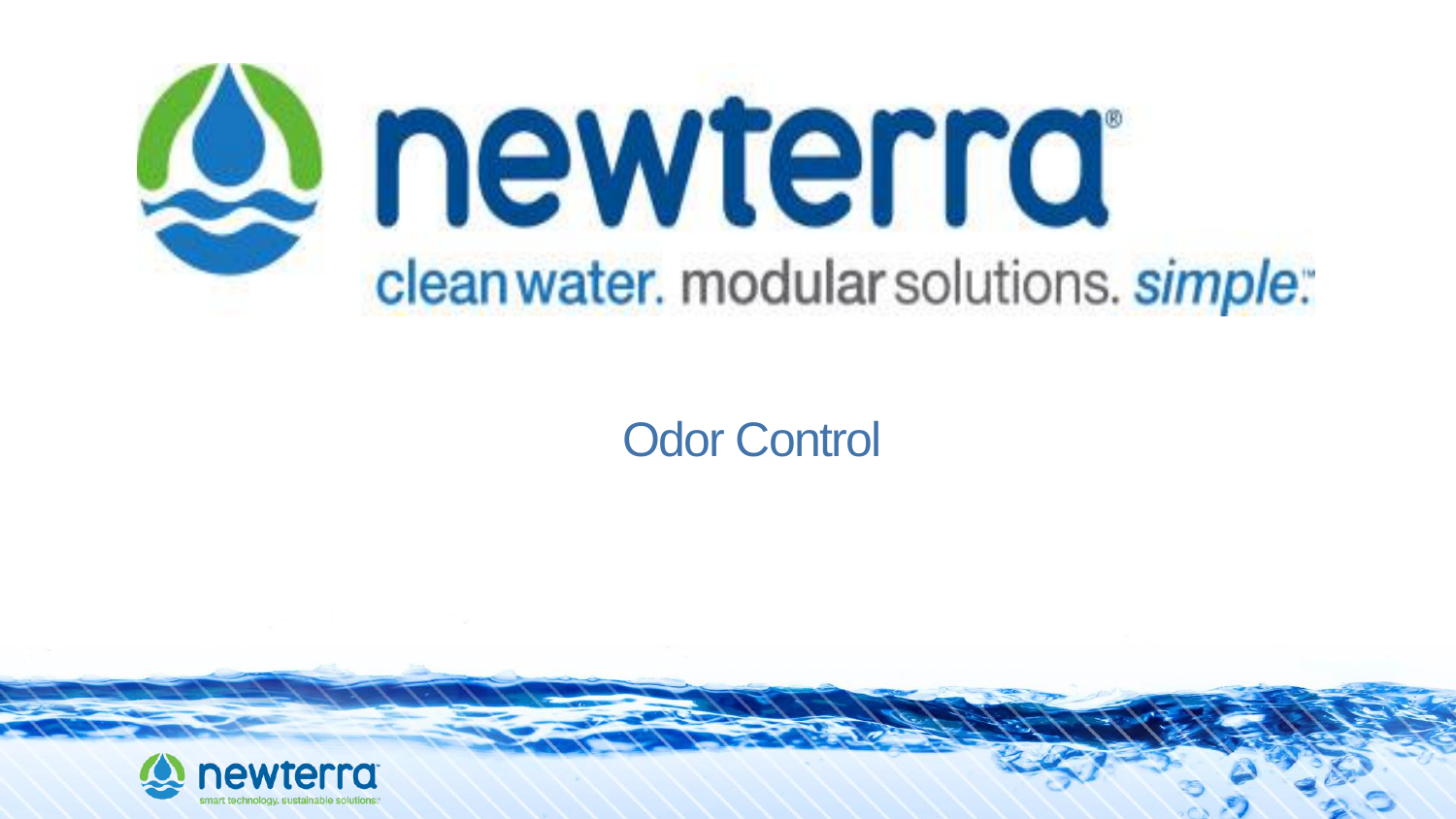# newterra®

clean water. modular solutions. *simple.*™

## Odor Control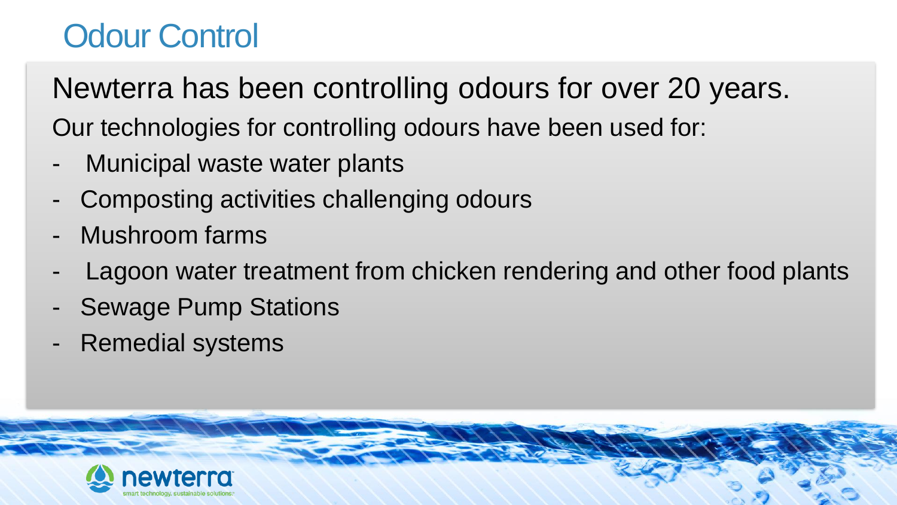# Odour Control

Newterra has been controlling odours for over 20 years.

Our technologies for controlling odours have been used for:

- Municipal waste water plants
- Composting activities challenging odours
- Mushroom farms
- Lagoon water treatment from chicken rendering and other food plants
- Sewage Pump Stations
- Remedial systems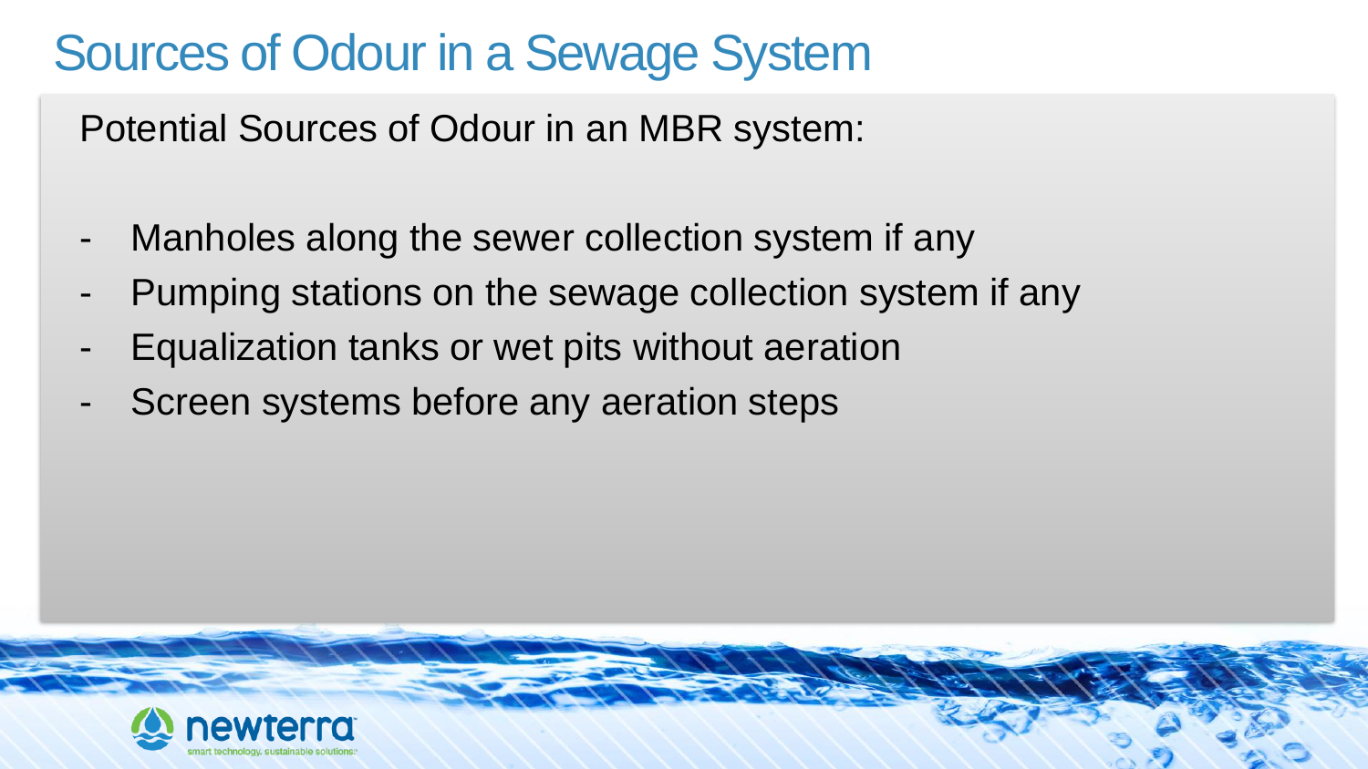# Sources of Odour in a Sewage System

Potential Sources of Odour in an MBR system:

- Manholes along the sewer collection system if any
- Pumping stations on the sewage collection system if any
- Equalization tanks or wet pits without aeration
- Screen systems before any aeration steps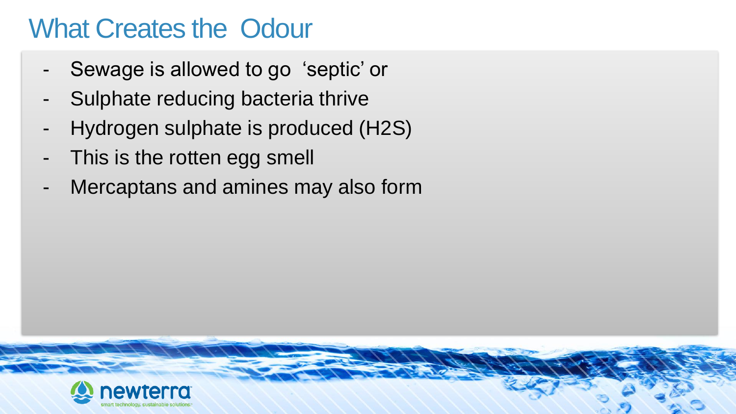# What Creates the Odour

- Sewage is allowed to go 'septic' or
- Sulphate reducing bacteria thrive
- Hydrogen sulphate is produced ($H_2S$)
- This is the rotten egg smell
- Mercaptans and amines may also form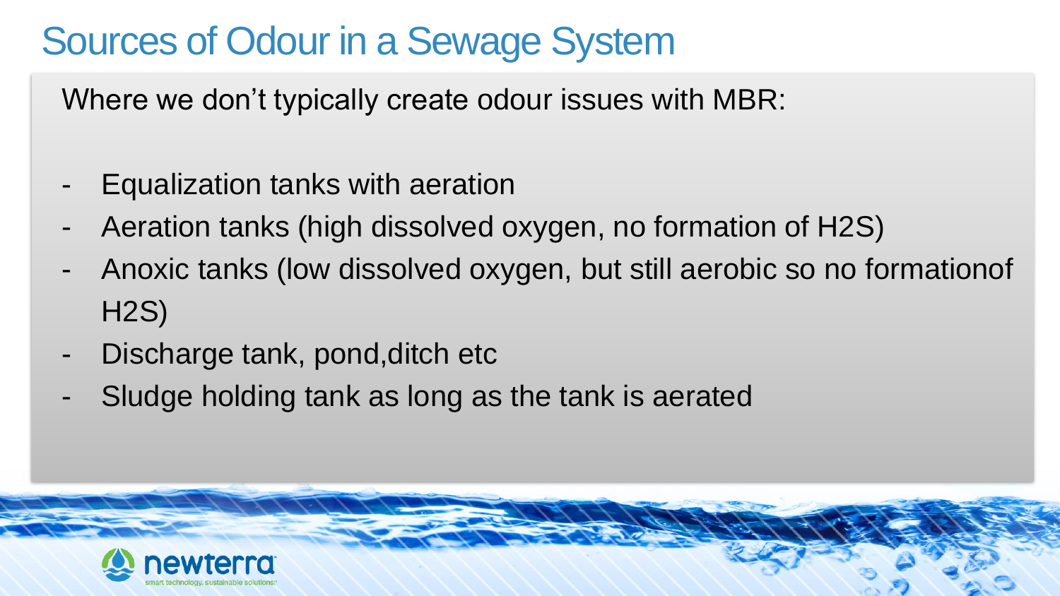# Sources of Odour in a Sewage System

Where we don't typically create odour issues with MBR:

- Equalization tanks with aeration
- Aeration tanks (high dissolved oxygen, no formation of $H_2S$)
- Anoxic tanks (low dissolved oxygen, but still aerobic so no formationof $H_2S$)
- Discharge tank, pond,ditch etc
- Sludge holding tank as long as the tank is aerated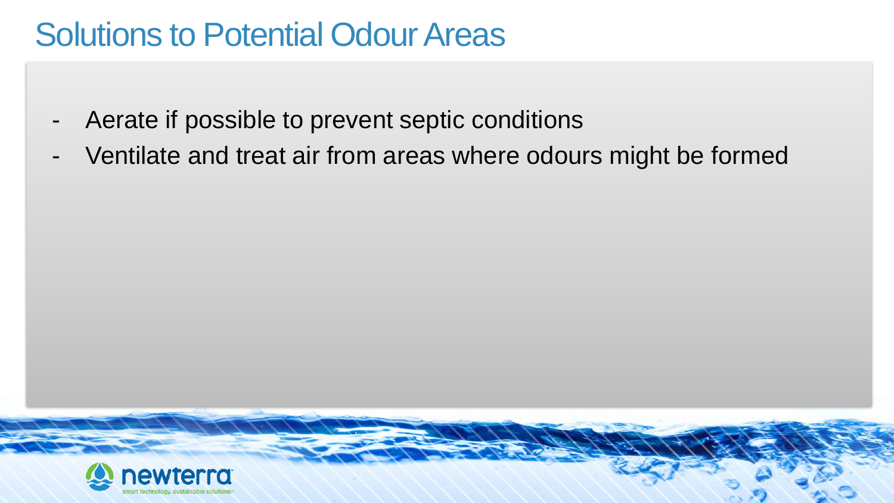# Solutions to Potential Odour Areas

- Aerate if possible to prevent septic conditions
- Ventilate and treat air from areas where odours might be formed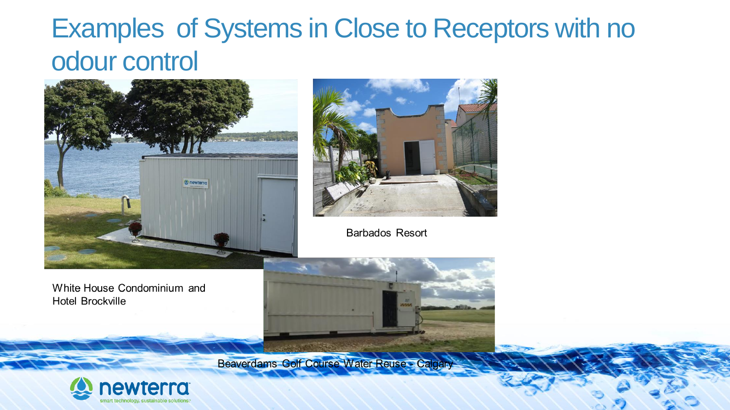# Examples of Systems in Close to Receptors with no odour control

White House Condominium and Hotel Brockville

Barbados Resort

Beaverdams Golf Course Water Reuse - Calgary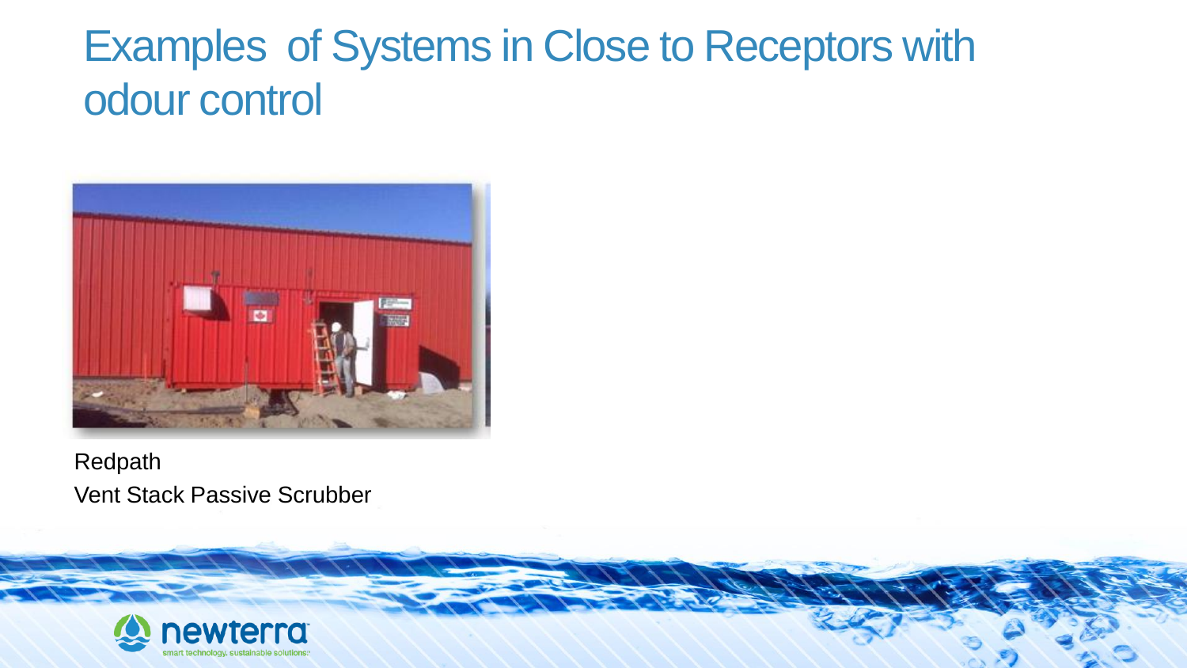# Examples of Systems in Close to Receptors with odour control

Redpath
Vent Stack Passive Scrubber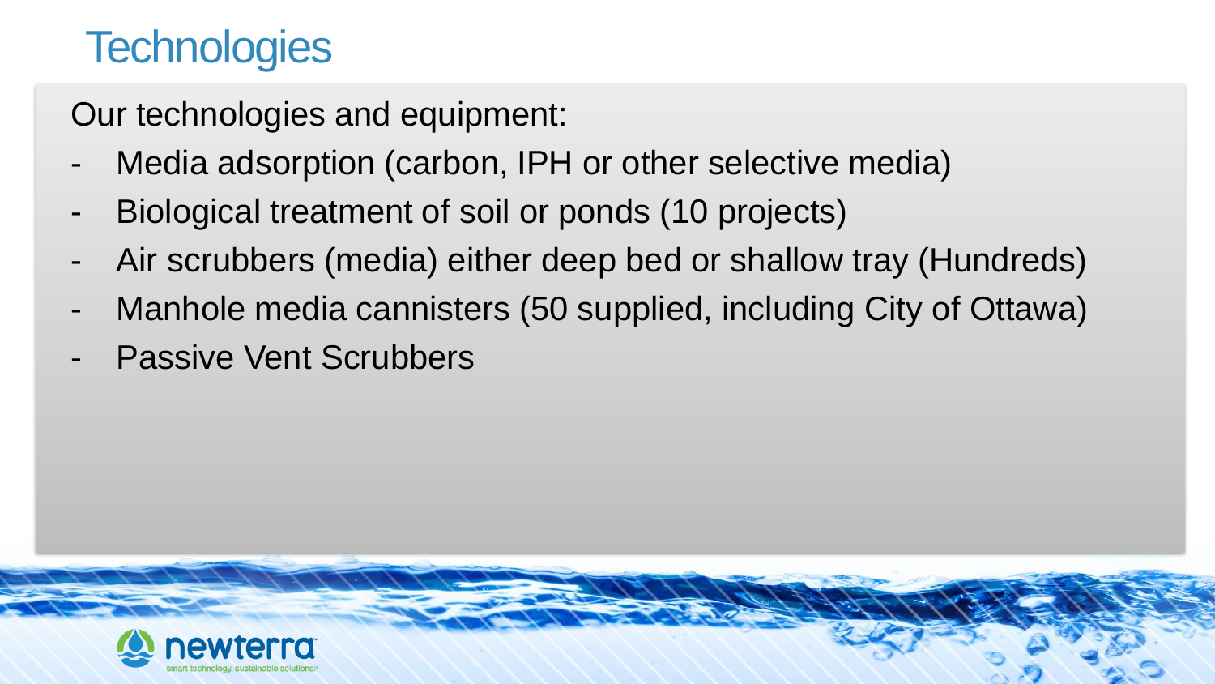# Technologies

Our technologies and equipment:

- Media adsorption (carbon, IPH or other selective media)
- Biological treatment of soil or ponds (10 projects)
- Air scrubbers (media) either deep bed or shallow tray (Hundreds)
- Manhole media cannisters (50 supplied, including City of Ottawa)
- Passive Vent Scrubbers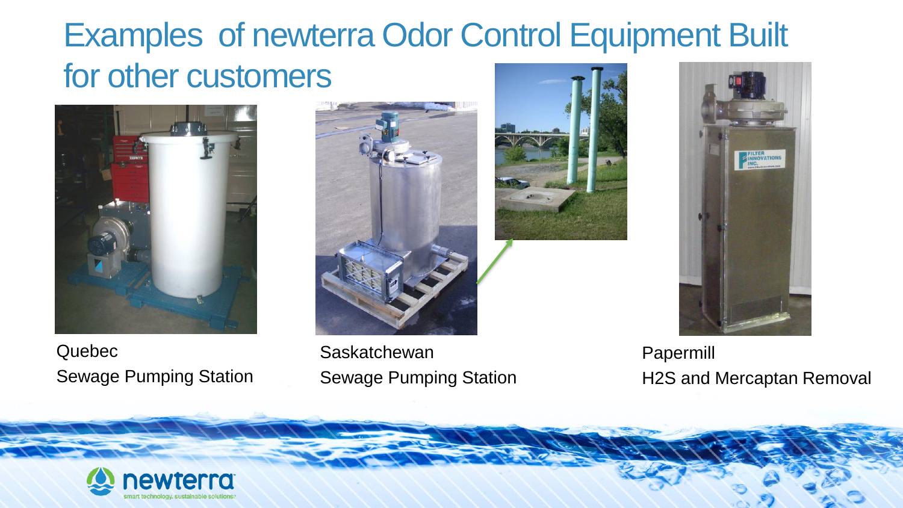# Examples of newterra Odor Control Equipment Built for other customers

Quebec
Sewage Pumping Station

Saskatchewan
Sewage Pumping Station

Papermill
H2S and Mercaptan Removal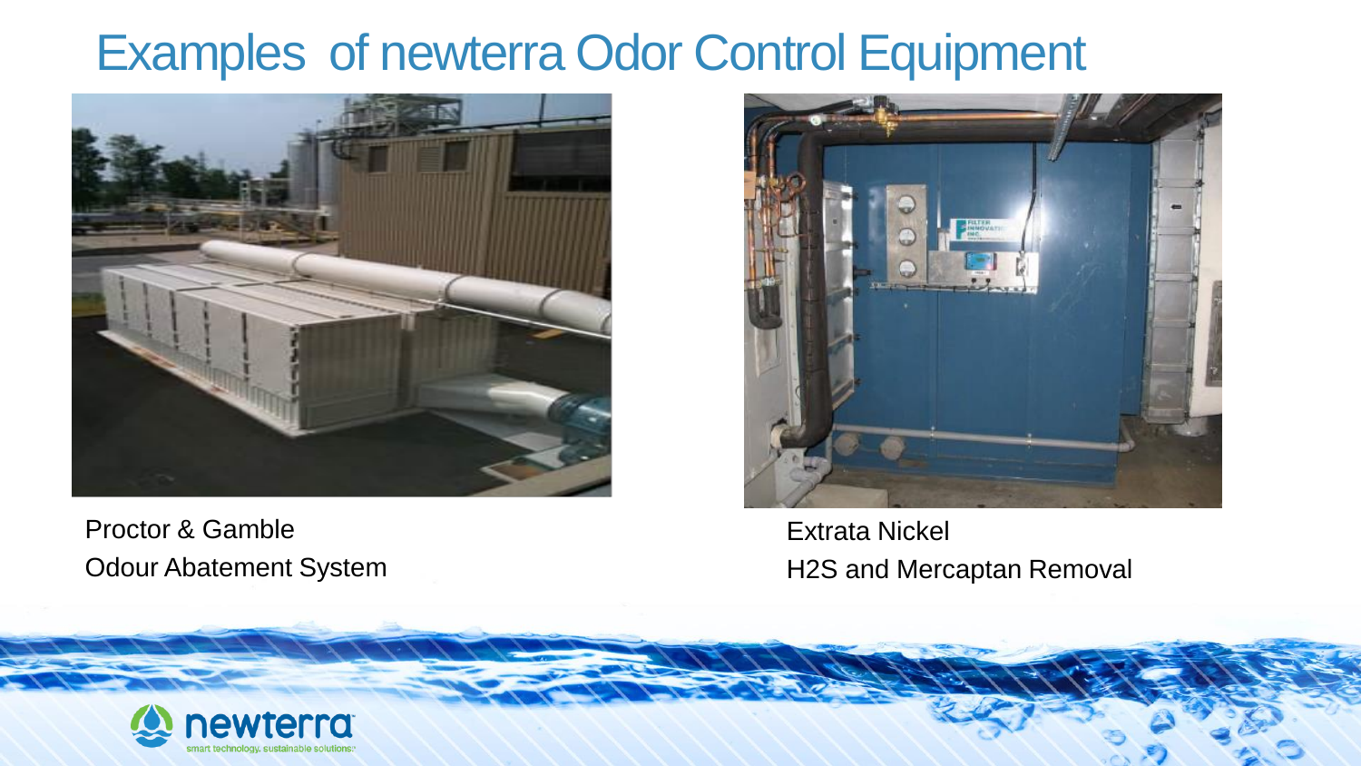# Examples of newterra Odor Control Equipment

Proctor & Gamble
Odour Abatement System

Extrata Nickel
H2S and Mercaptan Removal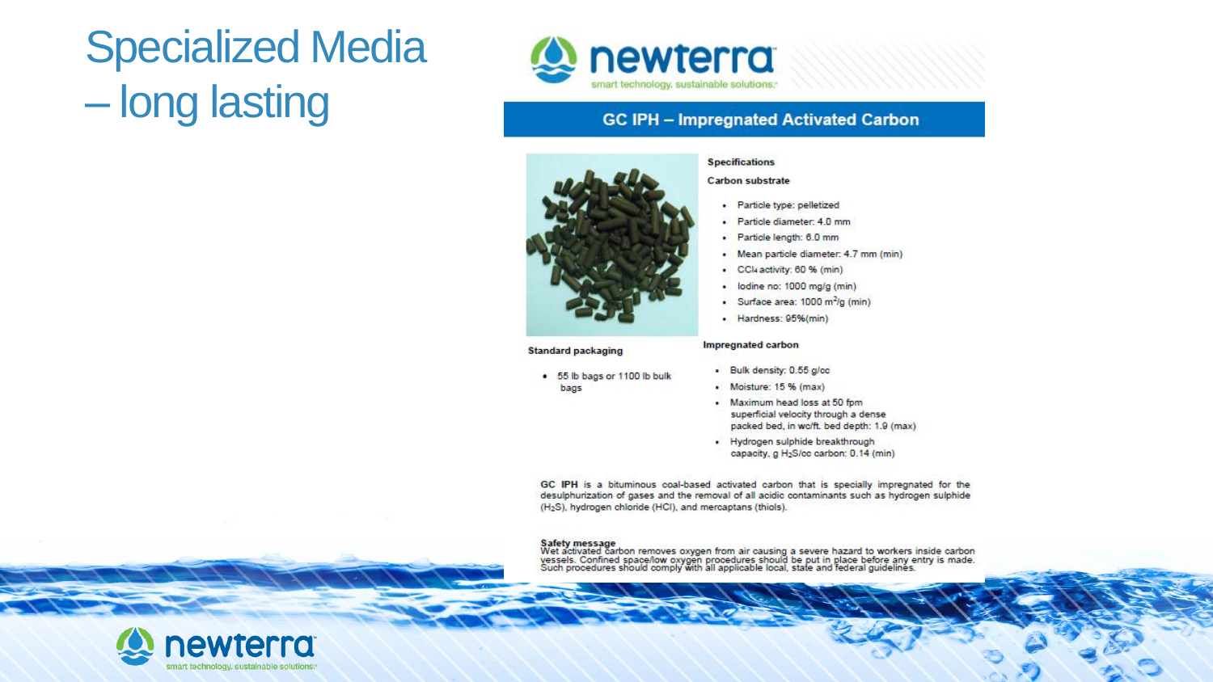# Specialized Media – long lasting

newterra
smart technology. sustainable solutions.

## GC IPH – Impregnated Activated Carbon

**Specifications**

**Carbon substrate**

- Particle type: pelletized
- Particle diameter: 4.0 mm
- Particle length: 6.0 mm
- Mean particle diameter: 4.7 mm (min)
- $CCl_4$ activity: 60 % (min)
- Iodine no: 1000 mg/g (min)
- Surface area: 1000 $m^2/g$ (min)
- Hardness: 95%(min)

**Impregnated carbon**

- Bulk density: 0.55 g/cc
- Moisture: 15 % (max)
- Maximum head loss at 50 fpm superficial velocity through a dense packed bed, in w/ft. bed depth: 1.9 (max)
- Hydrogen sulphide breakthrough capacity, g $H_2S$/cc carbon: 0.14 (min)

**Standard packaging**

- 55 lb bags or 1100 lb bulk bags

**GC IPH** is a bituminous coal-based activated carbon that is specially impregnated for the desulphurization of gases and the removal of all acidic contaminants such as hydrogen sulphide ($H_2S$), hydrogen chloride (HCl), and mercaptans (thiols).

**Safety message**
Wet activated carbon removes oxygen from air causing a severe hazard to workers inside carbon vessels. Confined space/low oxygen procedures should be put in place before any entry is made. Such procedures should comply with all applicable local, state and federal guidelines.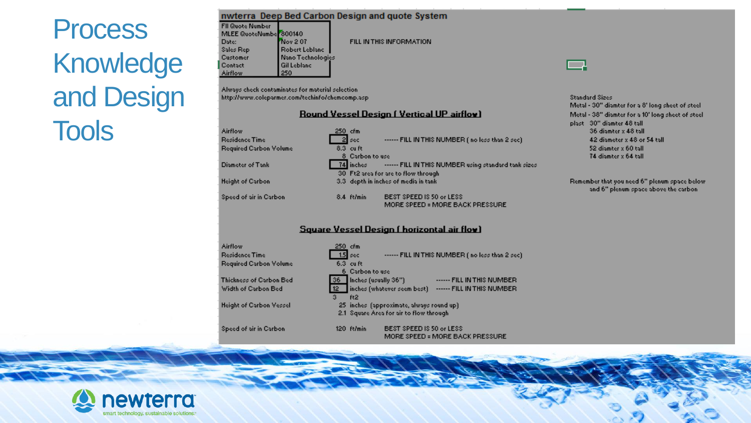# Process Knowledge and Design Tools

## nwterra Deep Bed Carbon Design and quote System

| | |
|---|---|
| FII Quote Number | |
| MLEE QuoteNumber | 800140 |
| Date: | Nov 2 07 |
| Sales Rep | Robert Leblanc |
| Customer | Nano Technologies |
| Contact | Gil Leblanc |
| Airflow | 250 |

FILL IN THIS INFORMATION

Always check contaminates for material selection
http://www.coleparmer.com/techinfo/chemcomp.asp

### Round Vessel Design ( Vertical UP airflow)

| | | | |
|---|---|---|---|
| Airflow | 250 | cfm | |
| Residence Time | 2 | sec | ------ FILL IN THIS NUMBER ( no less than 2 sec) |
| Required Carbon Volume | 8.3 | cu ft | |
| | 8 | Carbon to use | |
| Diameter of Tank | 74 | inches | ------ FILL IN THIS NUMBER using standard tank sizes |
| | 30 | Ft2 area for are to flow through | |
| Height of Carbon | 3.3 | depth in inches of media in tank | |
| Speed of air in Carbon | 8.4 | ft/min | BEST SPEED IS 50 or LESS<br>MORE SPEED = MORE BACK PRESSURE |

### Square Vessel Design ( horizontal air flow)

| | | | |
|---|---|---|---|
| Airflow | 250 | cfm | |
| Residence Time | 1.5 | sec | ------ FILL IN THIS NUMBER ( no less than 2 sec) |
| Required Carbon Volume | 6.3 | cu ft | |
| | 6 | Carbon to use | |
| Thickness of Carbon Bed | 36 | Inches (usually 36") | ------ FILL IN THIS NUMBER |
| Width of Carbon Bed | 12 | inches (whatever seem best) | ------ FILL IN THIS NUMBER |
| | 3 | ft2 | |
| Height of Carbon Vessel | 25 | inches (approximate, always round up) | |
| | 2.1 | Square Area for air to flow through | |
| Speed of air in Carbon | 120 | ft/min | BEST SPEED IS 50 or LESS<br>MORE SPEED = MORE BACK PRESSURE |

Standard Sizes
Metal - 30" diamter for a 8' long sheet of steel
Metal - 38" diamter for a 10' long sheet of steel
plast 30" diamter 48 tall
36 diamter x 48 tall
42 diamter x 48 or 54 tall
52 diamter x 60 tall
74 diamter x 64 tall

Remember that you need 6" plenum space below and 6" plenum space above the carbon

newterra
smart technology. sustainable solutions.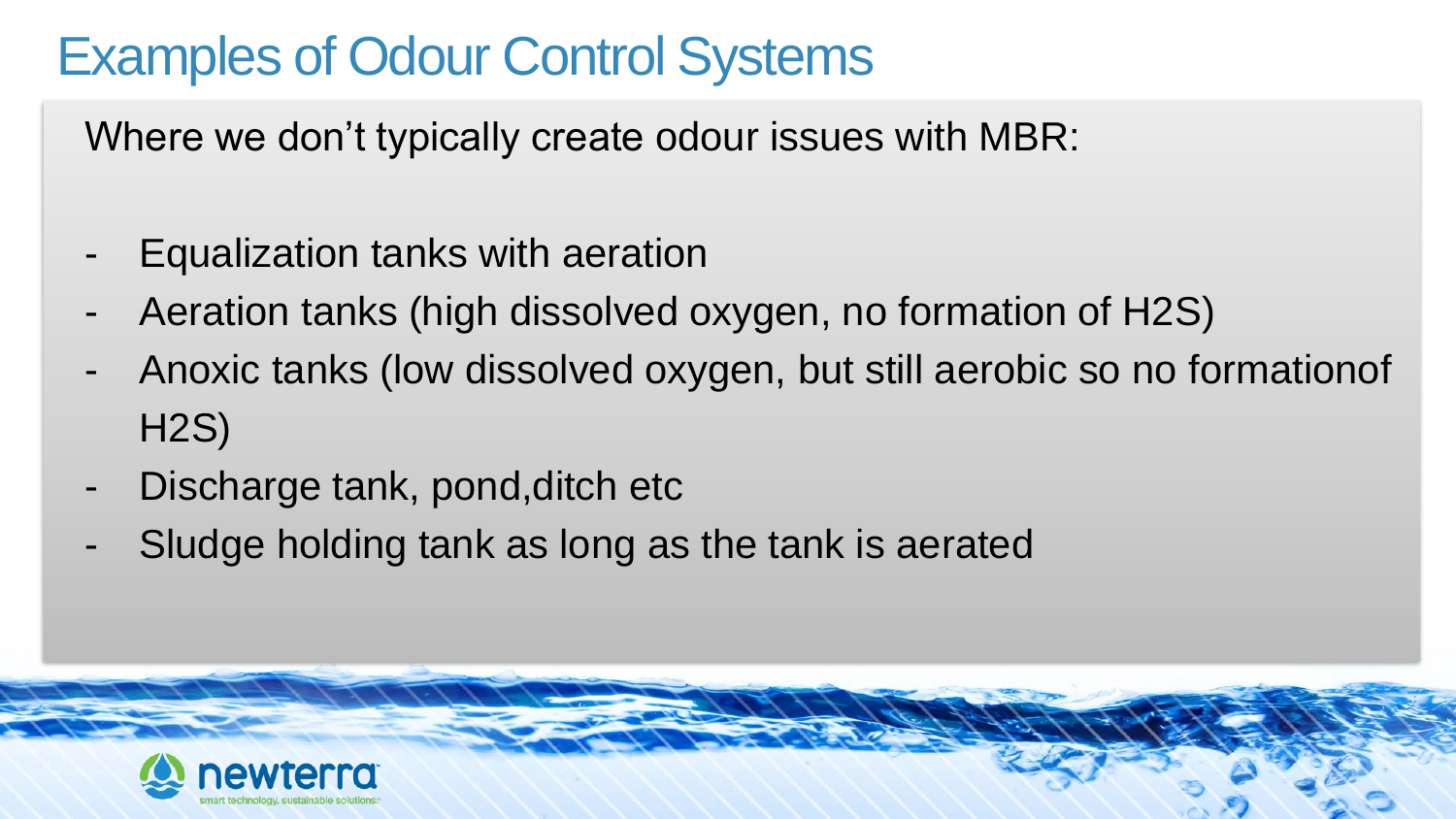# Examples of Odour Control Systems

Where we don't typically create odour issues with MBR:

- Equalization tanks with aeration
- Aeration tanks (high dissolved oxygen, no formation of H2S)
- Anoxic tanks (low dissolved oxygen, but still aerobic so no formationof H2S)
- Discharge tank, pond,ditch etc
- Sludge holding tank as long as the tank is aerated